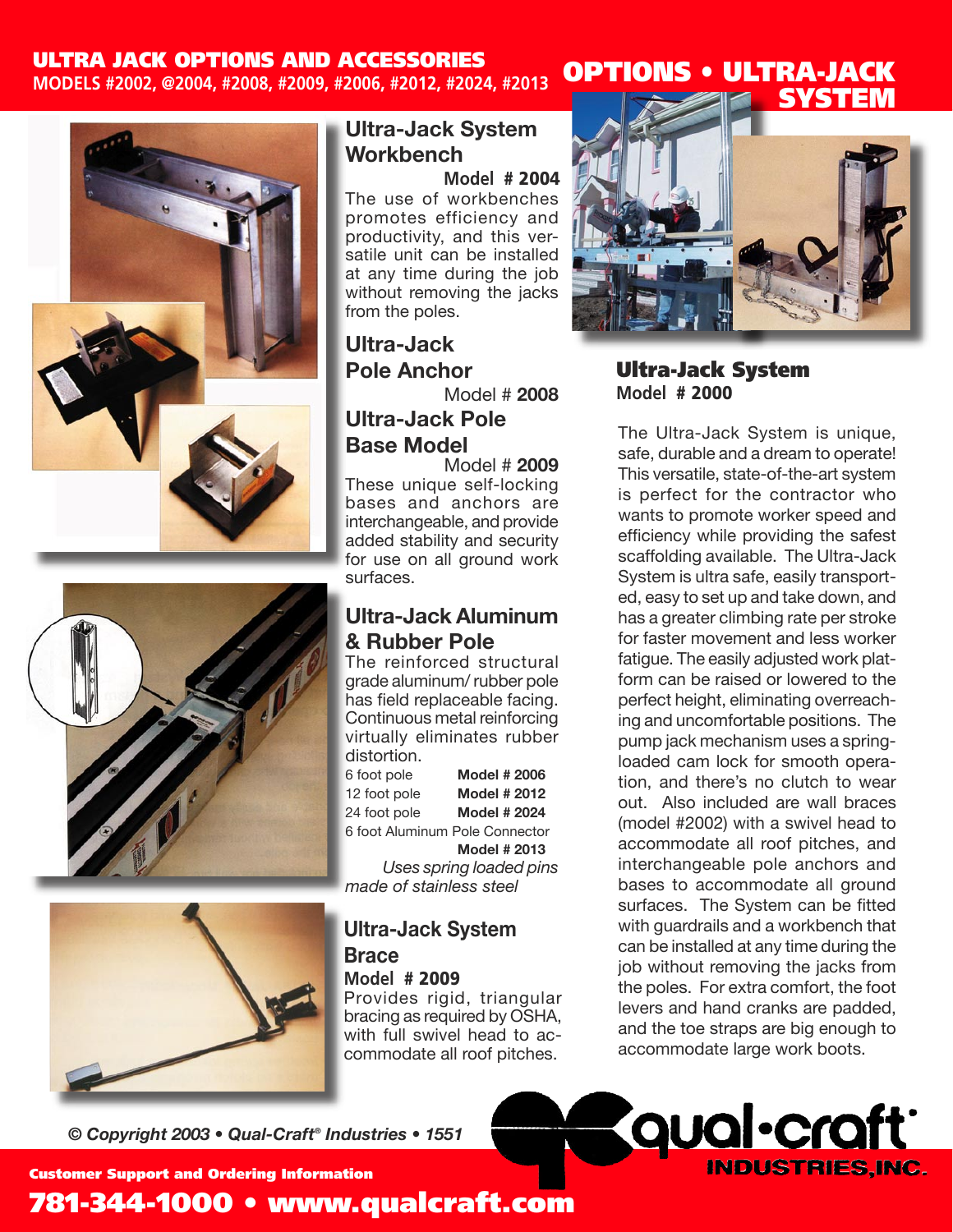# ULTRA JACK OPTIONS AND ACCESSORIES

**MODELS #2002, @2004, #2008, #2009, #2006, #2012, #2024, #2013**

# OPTIONS • ULTRA-JACK SYSTEM

## Ultra-Jack System Workbench

**Model # 2004**

The use of workbenches promotes efficiency and productivity, and this versatile unit can be installed at any time during the job without removing the jacks from the poles.

## Ultra-Jack Pole Anchor

Model # **2008**

## Ultra-Jack Pole Base Model

Model # **2009**

These unique self-locking bases and anchors are interchangeable, and provide added stability and security for use on all ground work surfaces.

## Ultra-Jack Aluminum & Rubber Pole

The reinforced structural grade aluminum/ rubber pole has field replaceable facing. Continuous metal reinforcing virtually eliminates rubber distortion.

| | |
|---|---|
| 6 foot pole | **Model # 2006** |
| 12 foot pole | **Model # 2012** |
| 24 foot pole | **Model # 2024** |
| 6 foot Aluminum Pole Connector | **Model # 2013** |

*Uses spring loaded pins made of stainless steel*

## Ultra-Jack System Brace

**Model # 2009**

Provides rigid, triangular bracing as required by OSHA, with full swivel head to accommodate all roof pitches.

## Ultra-Jack System

**Model # 2000**

The Ultra-Jack System is unique, safe, durable and a dream to operate! This versatile, state-of-the-art system is perfect for the contractor who wants to promote worker speed and efficiency while providing the safest scaffolding available. The Ultra-Jack System is ultra safe, easily transported, easy to set up and take down, and has a greater climbing rate per stroke for faster movement and less worker fatigue. The easily adjusted work platform can be raised or lowered to the perfect height, eliminating overreaching and uncomfortable positions. The pump jack mechanism uses a spring-loaded cam lock for smooth operation, and there's no clutch to wear out. Also included are wall braces (model #2002) with a swivel head to accommodate all roof pitches, and interchangeable pole anchors and bases to accommodate all ground surfaces. The System can be fitted with guardrails and a workbench that can be installed at any time during the job without removing the jacks from the poles. For extra comfort, the foot levers and hand cranks are padded, and the toe straps are big enough to accommodate large work boots.

*© Copyright 2003 • Qual-Craft® Industries • 1551*

qual-craft INDUSTRIES, INC.

**Customer Support and Ordering Information**

**781-344-1000 • www.qualcraft.com**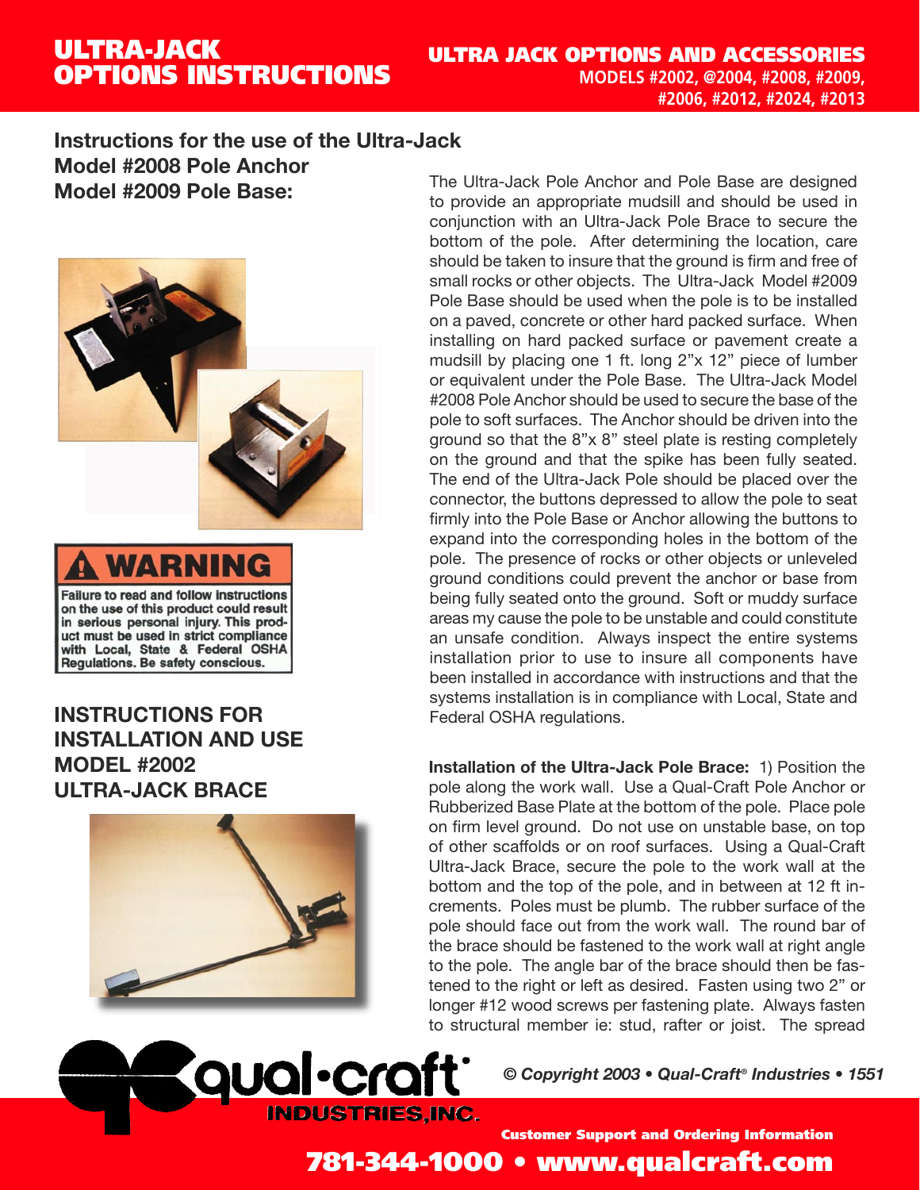# ULTRA-JACK OPTIONS INSTRUCTIONS

## ULTRA JACK OPTIONS AND ACCESSORIES

**MODELS #2002, @2004, #2008, #2009, #2006, #2012, #2024, #2013**

### Instructions for the use of the Ultra-Jack Model #2008 Pole Anchor Model #2009 Pole Base:

The Ultra-Jack Pole Anchor and Pole Base are designed to provide an appropriate mudsill and should be used in conjunction with an Ultra-Jack Pole Brace to secure the bottom of the pole. After determining the location, care should be taken to insure that the ground is firm and free of small rocks or other objects. The Ultra-Jack Model #2009 Pole Base should be used when the pole is to be installed on a paved, concrete or other hard packed surface. When installing on hard packed surface or pavement create a mudsill by placing one 1 ft. long 2"x 12" piece of lumber or equivalent under the Pole Base. The Ultra-Jack Model #2008 Pole Anchor should be used to secure the base of the pole to soft surfaces. The Anchor should be driven into the ground so that the 8"x 8" steel plate is resting completely on the ground and that the spike has been fully seated. The end of the Ultra-Jack Pole should be placed over the connector, the buttons depressed to allow the pole to seat firmly into the Pole Base or Anchor allowing the buttons to expand into the corresponding holes in the bottom of the pole. The presence of rocks or other objects or unleveled ground conditions could prevent the anchor or base from being fully seated onto the ground. Soft or muddy surface areas my cause the pole to be unstable and could constitute an unsafe condition. Always inspect the entire systems installation prior to use to insure all components have been installed in accordance with instructions and that the systems installation is in compliance with Local, State and Federal OSHA regulations.

**⚠ WARNING**

**Failure to read and follow instructions on the use of this product could result in serious personal injury. This product must be used in strict compliance with Local, State & Federal OSHA Regulations. Be safety conscious.**

### INSTRUCTIONS FOR INSTALLATION AND USE MODEL #2002 ULTRA-JACK BRACE

**Installation of the Ultra-Jack Pole Brace:** 1) Position the pole along the work wall. Use a Qual-Craft Pole Anchor or Rubberized Base Plate at the bottom of the pole. Place pole on firm level ground. Do not use on unstable base, on top of other scaffolds or on roof surfaces. Using a Qual-Craft Ultra-Jack Brace, secure the pole to the work wall at the bottom and the top of the pole, and in between at 12 ft increments. Poles must be plumb. The rubber surface of the pole should face out from the work wall. The round bar of the brace should be fastened to the work wall at right angle to the pole. The angle bar of the brace should then be fastened to the right or left as desired. Fasten using two 2" or longer #12 wood screws per fastening plate. Always fasten to structural member ie: stud, rafter or joist. The spread

***© Copyright 2003 • Qual-Craft® Industries • 1551***

qual•craft INDUSTRIES,INC.

Customer Support and Ordering Information

**781-344-1000 • www.qualcraft.com**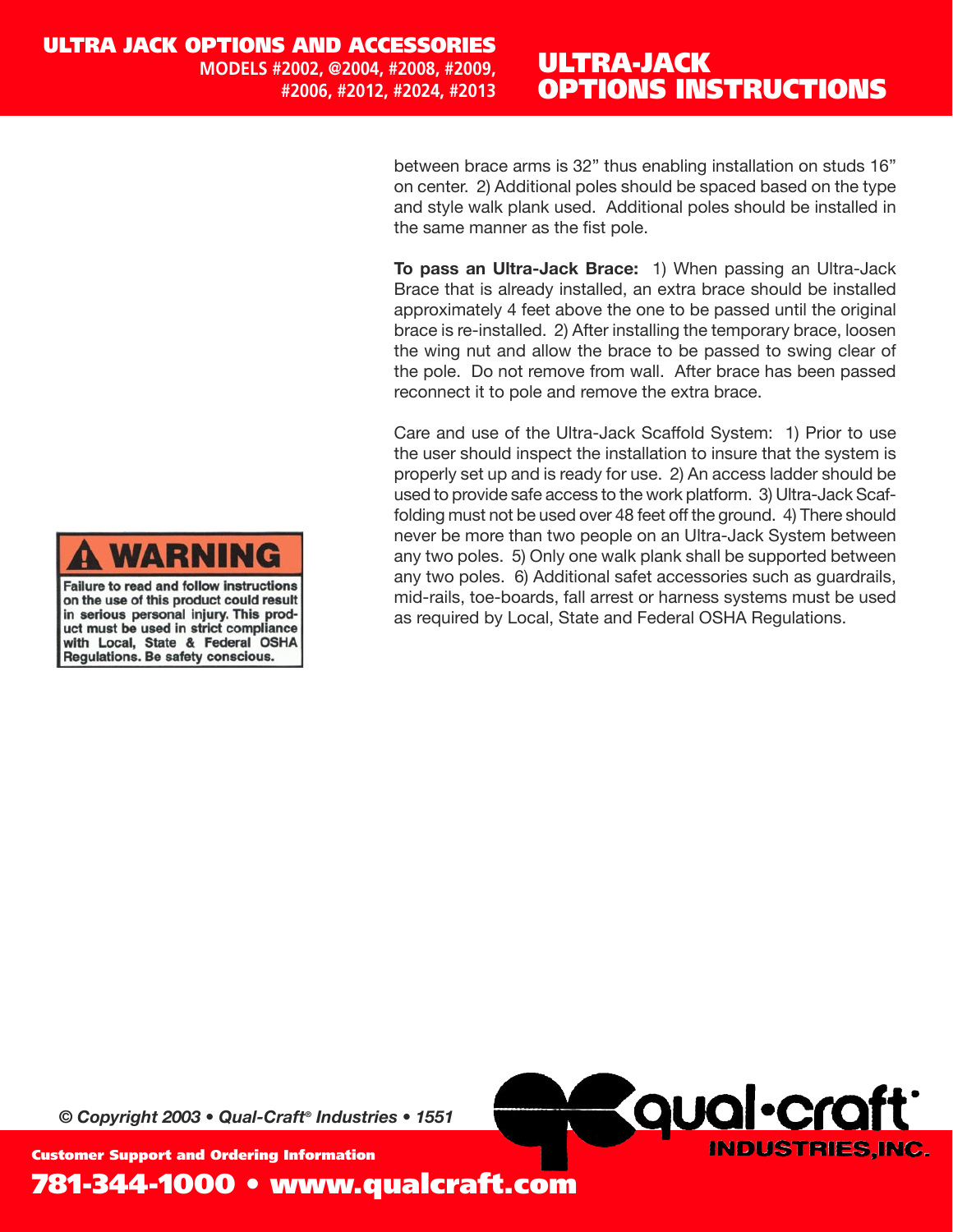between brace arms is 32" thus enabling installation on studs 16" on center. 2) Additional poles should be spaced based on the type and style walk plank used. Additional poles should be installed in the same manner as the fist pole.

**To pass an Ultra-Jack Brace:** 1) When passing an Ultra-Jack Brace that is already installed, an extra brace should be installed approximately 4 feet above the one to be passed until the original brace is re-installed. 2) After installing the temporary brace, loosen the wing nut and allow the brace to be passed to swing clear of the pole. Do not remove from wall. After brace has been passed reconnect it to pole and remove the extra brace.

Care and use of the Ultra-Jack Scaffold System: 1) Prior to use the user should inspect the installation to insure that the system is properly set up and is ready for use. 2) An access ladder should be used to provide safe access to the work platform. 3) Ultra-Jack Scaffolding must not be used over 48 feet off the ground. 4) There should never be more than two people on an Ultra-Jack System between any two poles. 5) Only one walk plank shall be supported between any two poles. 6) Additional safet accessories such as guardrails, mid-rails, toe-boards, fall arrest or harness systems must be used as required by Local, State and Federal OSHA Regulations.

**⚠ WARNING**

**Failure to read and follow instructions on the use of this product could result in serious personal injury. This product must be used in strict compliance with Local, State & Federal OSHA Regulations. Be safety conscious.**

*© Copyright 2003 • Qual-Craft® Industries • 1551*

qual·craft INDUSTRIES,INC.

**Customer Support and Ordering Information**

**781-344-1000 • www.qualcraft.com**